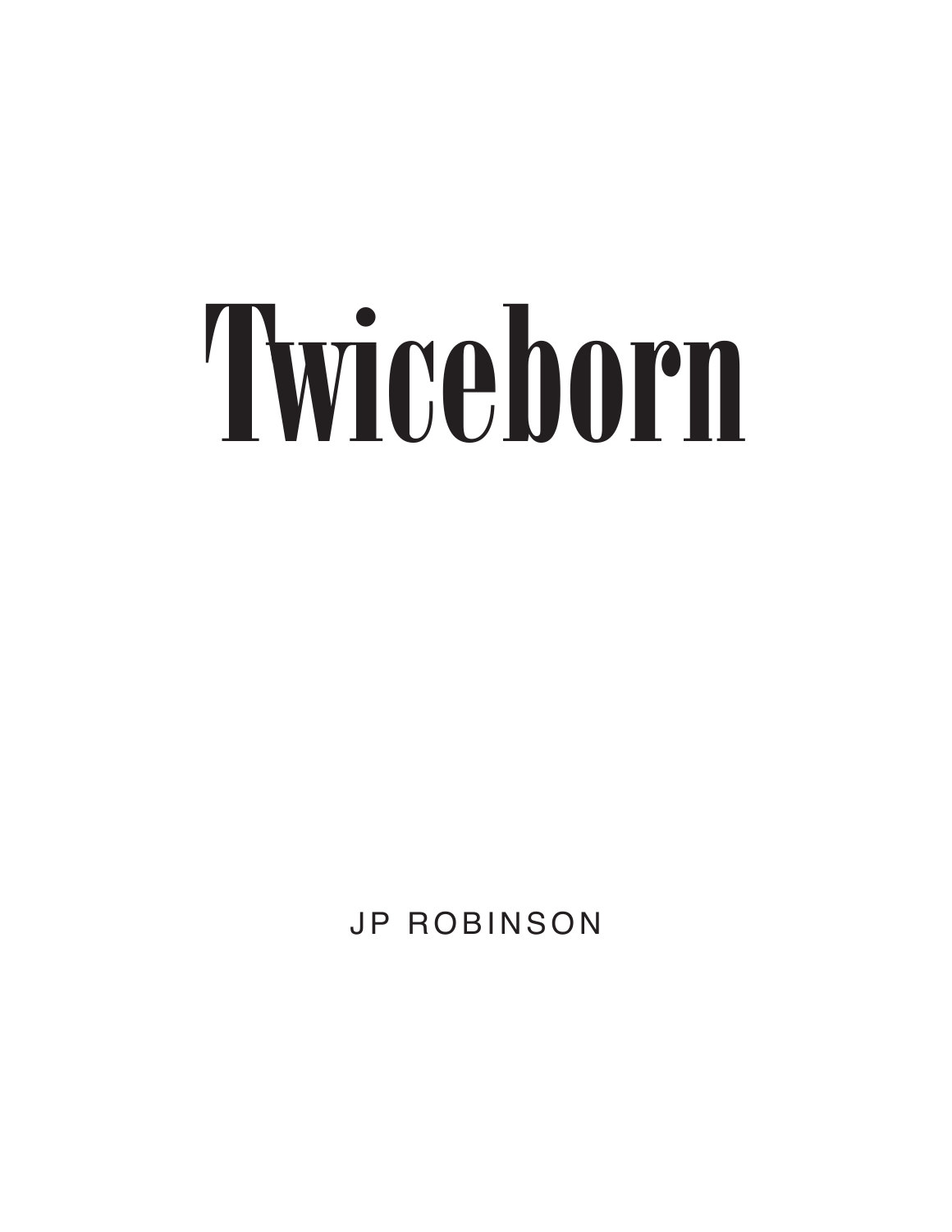# Twiceborn

JP ROBINSON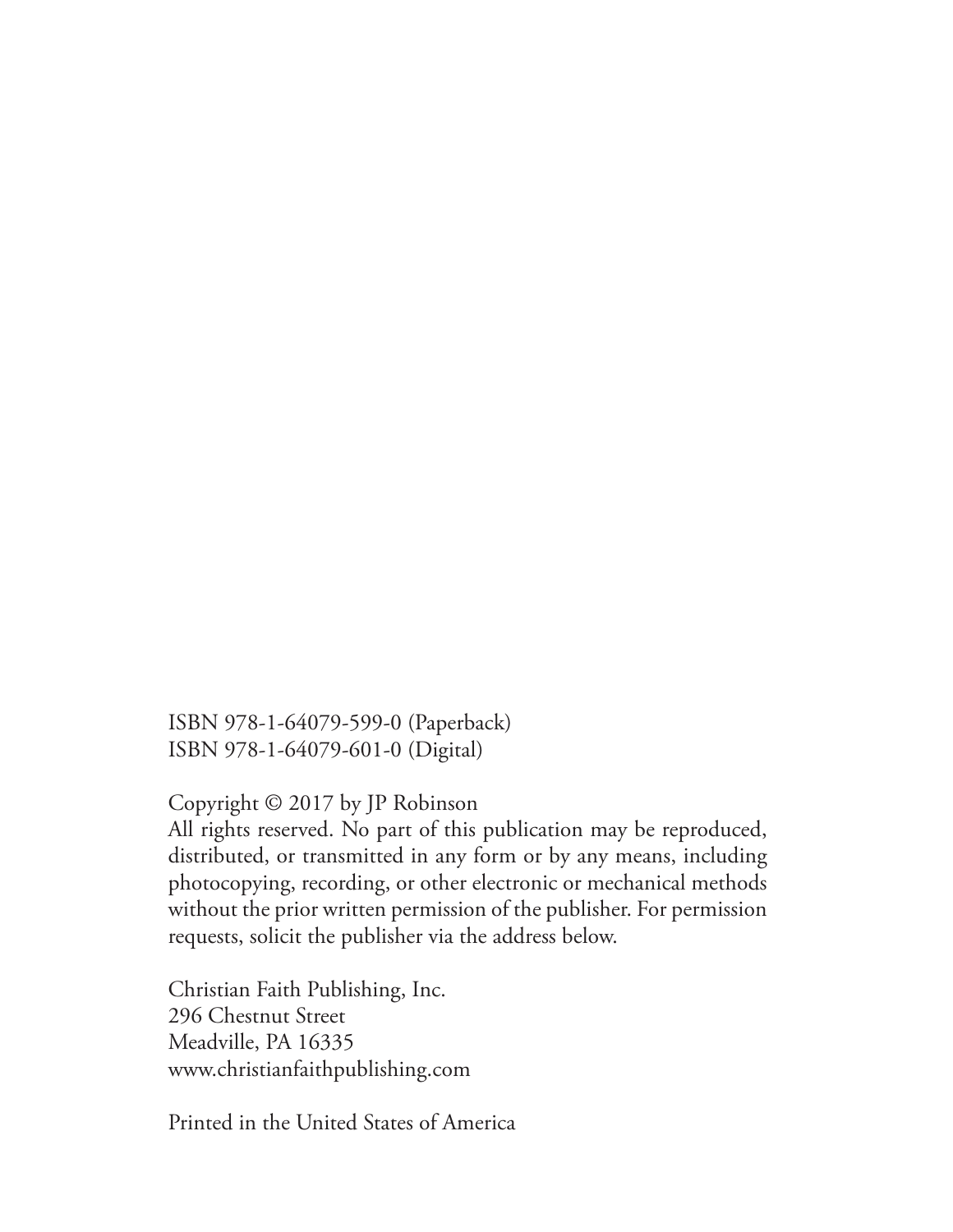ISBN 978-1-64079-599-0 (Paperback)
ISBN 978-1-64079-601-0 (Digital)

Copyright © 2017 by JP Robinson
All rights reserved. No part of this publication may be reproduced, distributed, or transmitted in any form or by any means, including photocopying, recording, or other electronic or mechanical methods without the prior written permission of the publisher. For permission requests, solicit the publisher via the address below.

Christian Faith Publishing, Inc.
296 Chestnut Street
Meadville, PA 16335
www.christianfaithpublishing.com

Printed in the United States of America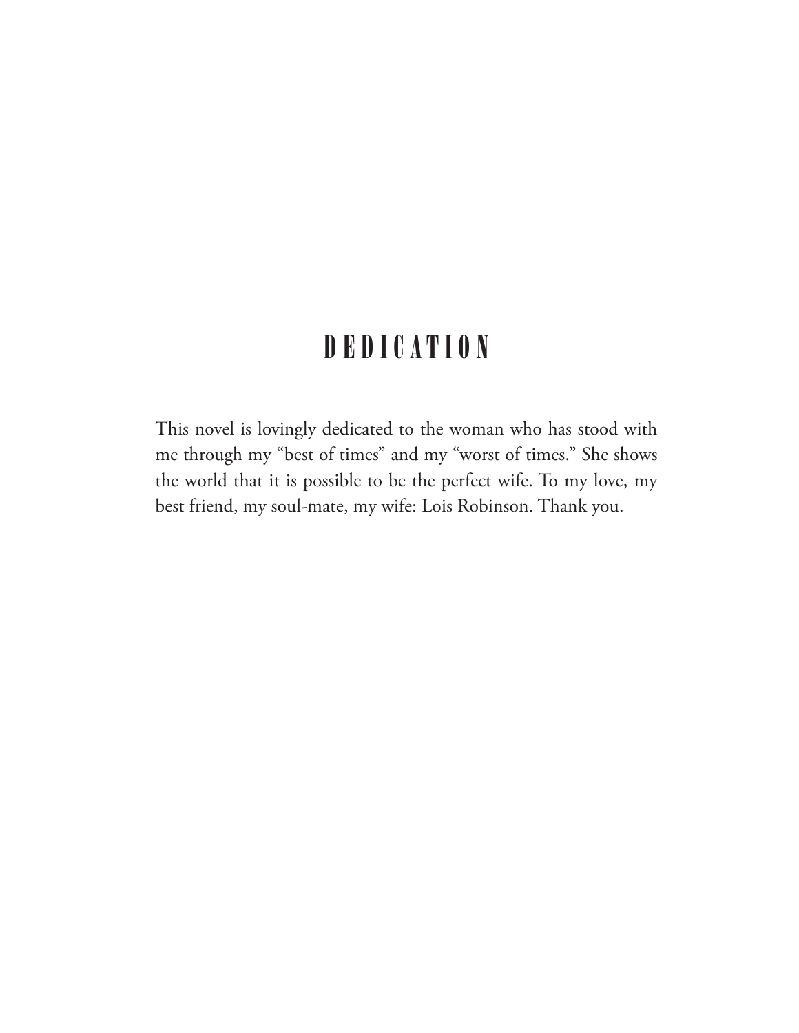# DEDICATION

This novel is lovingly dedicated to the woman who has stood with me through my "best of times" and my "worst of times." She shows the world that it is possible to be the perfect wife. To my love, my best friend, my soul-mate, my wife: Lois Robinson. Thank you.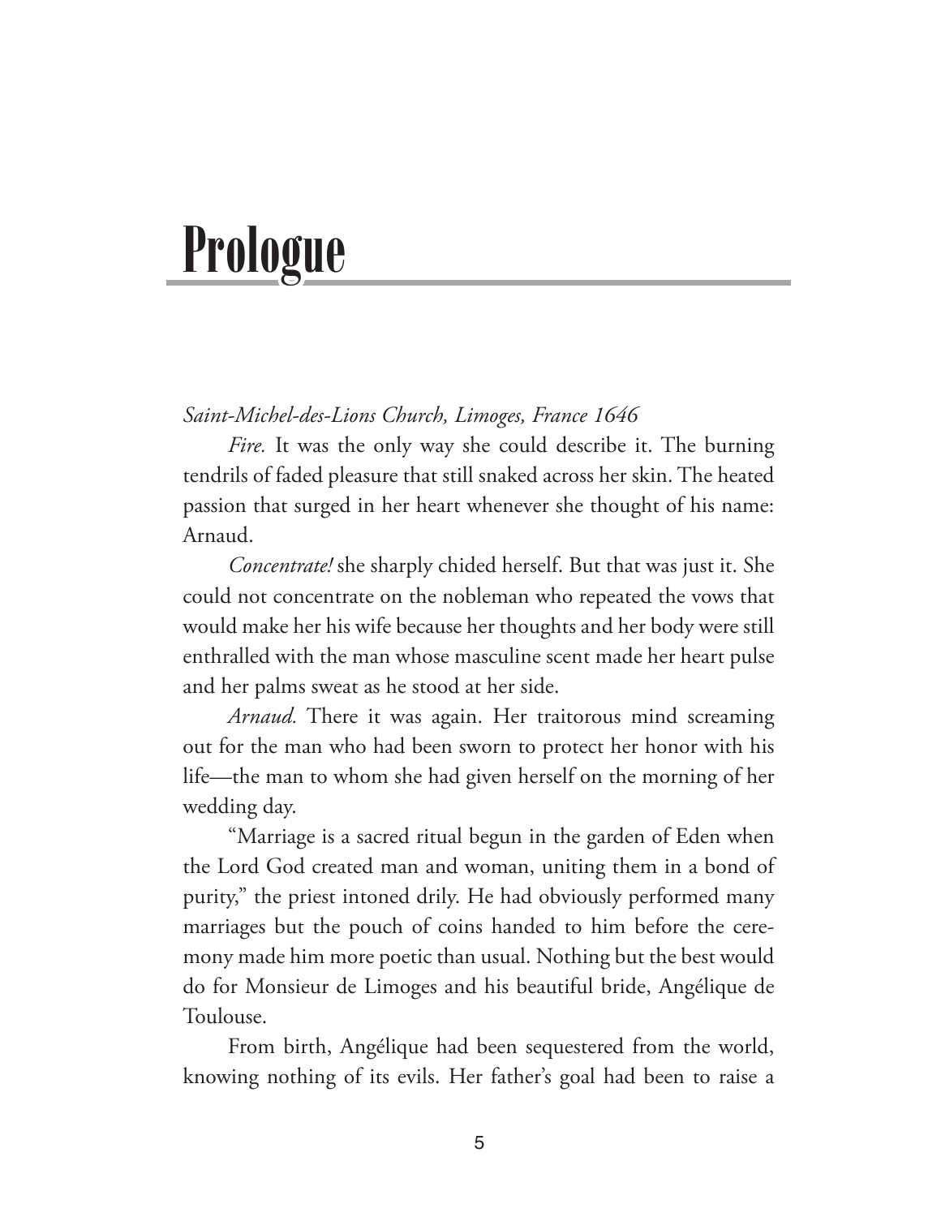# Prologue

*Saint-Michel-des-Lions Church, Limoges, France 1646*

*Fire.* It was the only way she could describe it. The burning tendrils of faded pleasure that still snaked across her skin. The heated passion that surged in her heart whenever she thought of his name: Arnaud.

*Concentrate!* she sharply chided herself. But that was just it. She could not concentrate on the nobleman who repeated the vows that would make her his wife because her thoughts and her body were still enthralled with the man whose masculine scent made her heart pulse and her palms sweat as he stood at her side.

*Arnaud.* There it was again. Her traitorous mind screaming out for the man who had been sworn to protect her honor with his life—the man to whom she had given herself on the morning of her wedding day.

"Marriage is a sacred ritual begun in the garden of Eden when the Lord God created man and woman, uniting them in a bond of purity," the priest intoned drily. He had obviously performed many marriages but the pouch of coins handed to him before the ceremony made him more poetic than usual. Nothing but the best would do for Monsieur de Limoges and his beautiful bride, Angélique de Toulouse.

From birth, Angélique had been sequestered from the world, knowing nothing of its evils. Her father's goal had been to raise a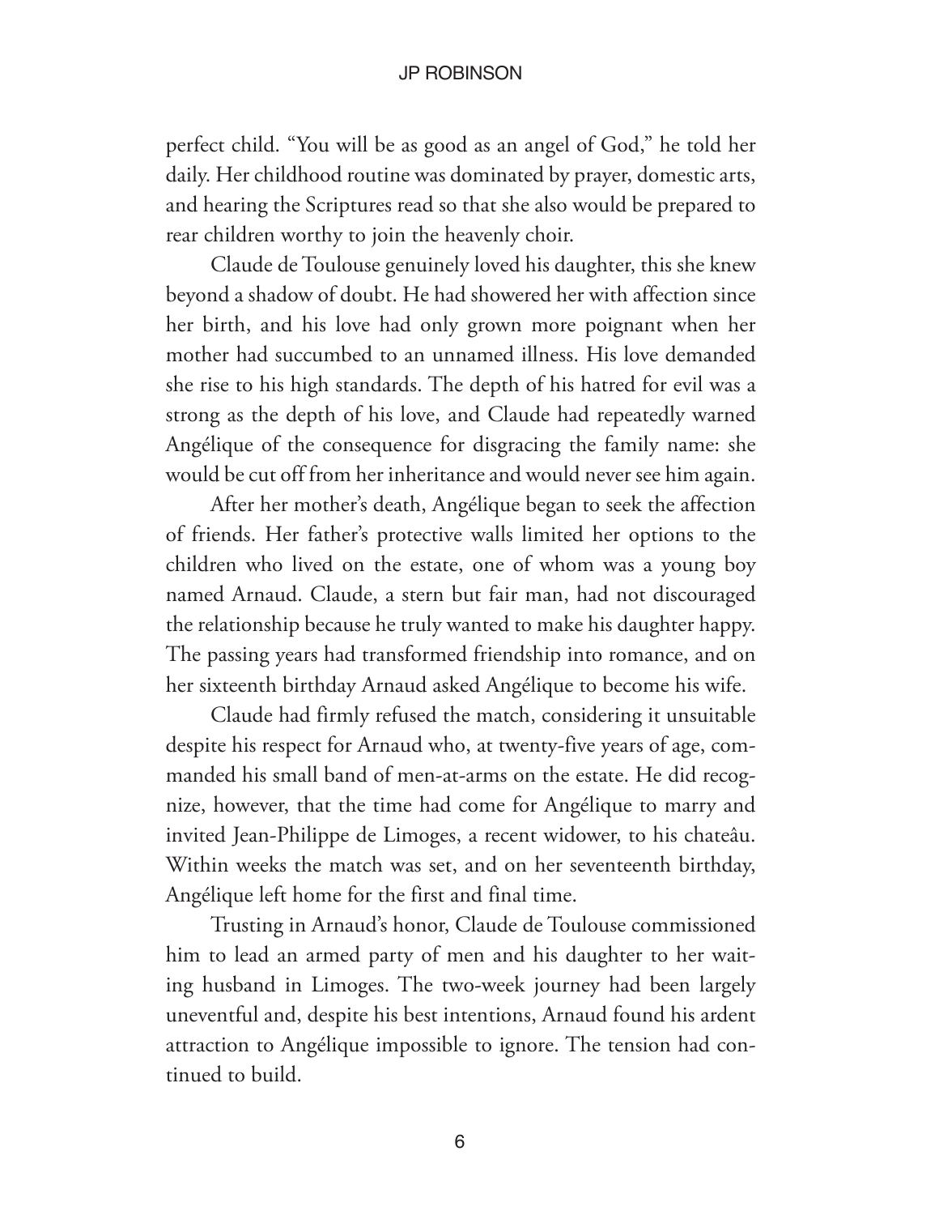perfect child. "You will be as good as an angel of God," he told her daily. Her childhood routine was dominated by prayer, domestic arts, and hearing the Scriptures read so that she also would be prepared to rear children worthy to join the heavenly choir.

Claude de Toulouse genuinely loved his daughter, this she knew beyond a shadow of doubt. He had showered her with affection since her birth, and his love had only grown more poignant when her mother had succumbed to an unnamed illness. His love demanded she rise to his high standards. The depth of his hatred for evil was a strong as the depth of his love, and Claude had repeatedly warned Angélique of the consequence for disgracing the family name: she would be cut off from her inheritance and would never see him again.

After her mother's death, Angélique began to seek the affection of friends. Her father's protective walls limited her options to the children who lived on the estate, one of whom was a young boy named Arnaud. Claude, a stern but fair man, had not discouraged the relationship because he truly wanted to make his daughter happy. The passing years had transformed friendship into romance, and on her sixteenth birthday Arnaud asked Angélique to become his wife.

Claude had firmly refused the match, considering it unsuitable despite his respect for Arnaud who, at twenty-five years of age, commanded his small band of men-at-arms on the estate. He did recognize, however, that the time had come for Angélique to marry and invited Jean-Philippe de Limoges, a recent widower, to his chateâu. Within weeks the match was set, and on her seventeenth birthday, Angélique left home for the first and final time.

Trusting in Arnaud's honor, Claude de Toulouse commissioned him to lead an armed party of men and his daughter to her waiting husband in Limoges. The two-week journey had been largely uneventful and, despite his best intentions, Arnaud found his ardent attraction to Angélique impossible to ignore. The tension had continued to build.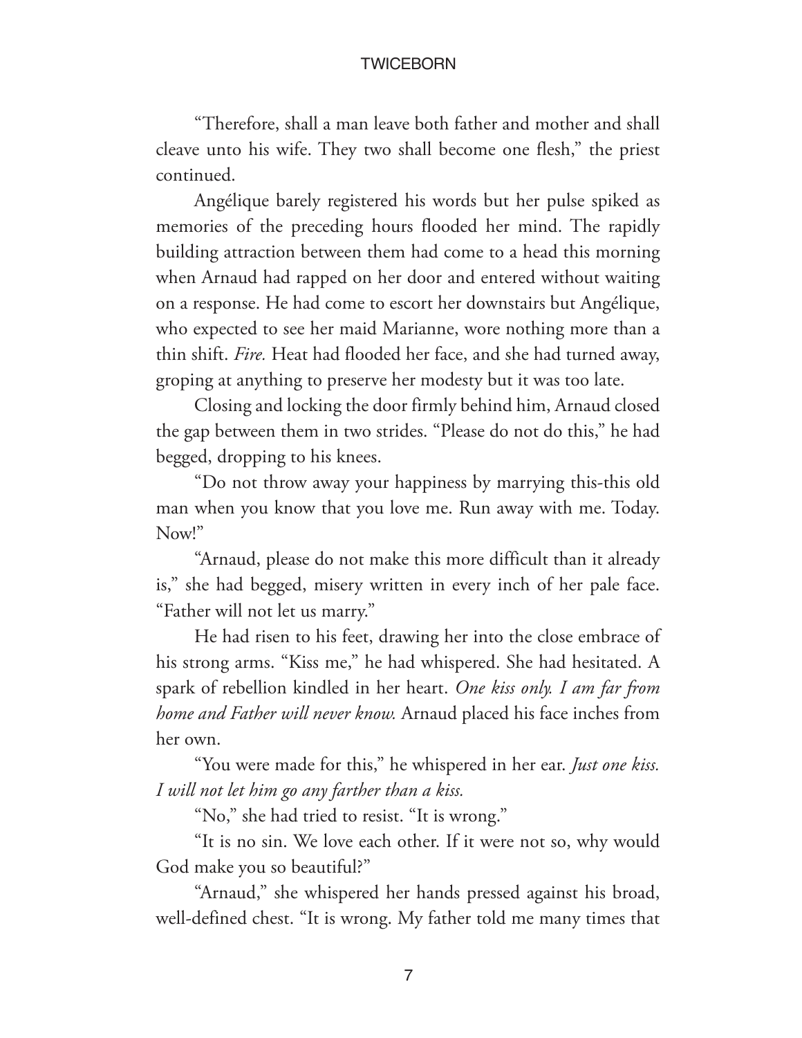"Therefore, shall a man leave both father and mother and shall cleave unto his wife. They two shall become one flesh," the priest continued.

Angélique barely registered his words but her pulse spiked as memories of the preceding hours flooded her mind. The rapidly building attraction between them had come to a head this morning when Arnaud had rapped on her door and entered without waiting on a response. He had come to escort her downstairs but Angélique, who expected to see her maid Marianne, wore nothing more than a thin shift. *Fire.* Heat had flooded her face, and she had turned away, groping at anything to preserve her modesty but it was too late.

Closing and locking the door firmly behind him, Arnaud closed the gap between them in two strides. "Please do not do this," he had begged, dropping to his knees.

"Do not throw away your happiness by marrying this-this old man when you know that you love me. Run away with me. Today. Now!"

"Arnaud, please do not make this more difficult than it already is," she had begged, misery written in every inch of her pale face. "Father will not let us marry."

He had risen to his feet, drawing her into the close embrace of his strong arms. "Kiss me," he had whispered. She had hesitated. A spark of rebellion kindled in her heart. *One kiss only. I am far from home and Father will never know.* Arnaud placed his face inches from her own.

"You were made for this," he whispered in her ear. *Just one kiss. I will not let him go any farther than a kiss.*

"No," she had tried to resist. "It is wrong."

"It is no sin. We love each other. If it were not so, why would God make you so beautiful?"

"Arnaud," she whispered her hands pressed against his broad, well-defined chest. "It is wrong. My father told me many times that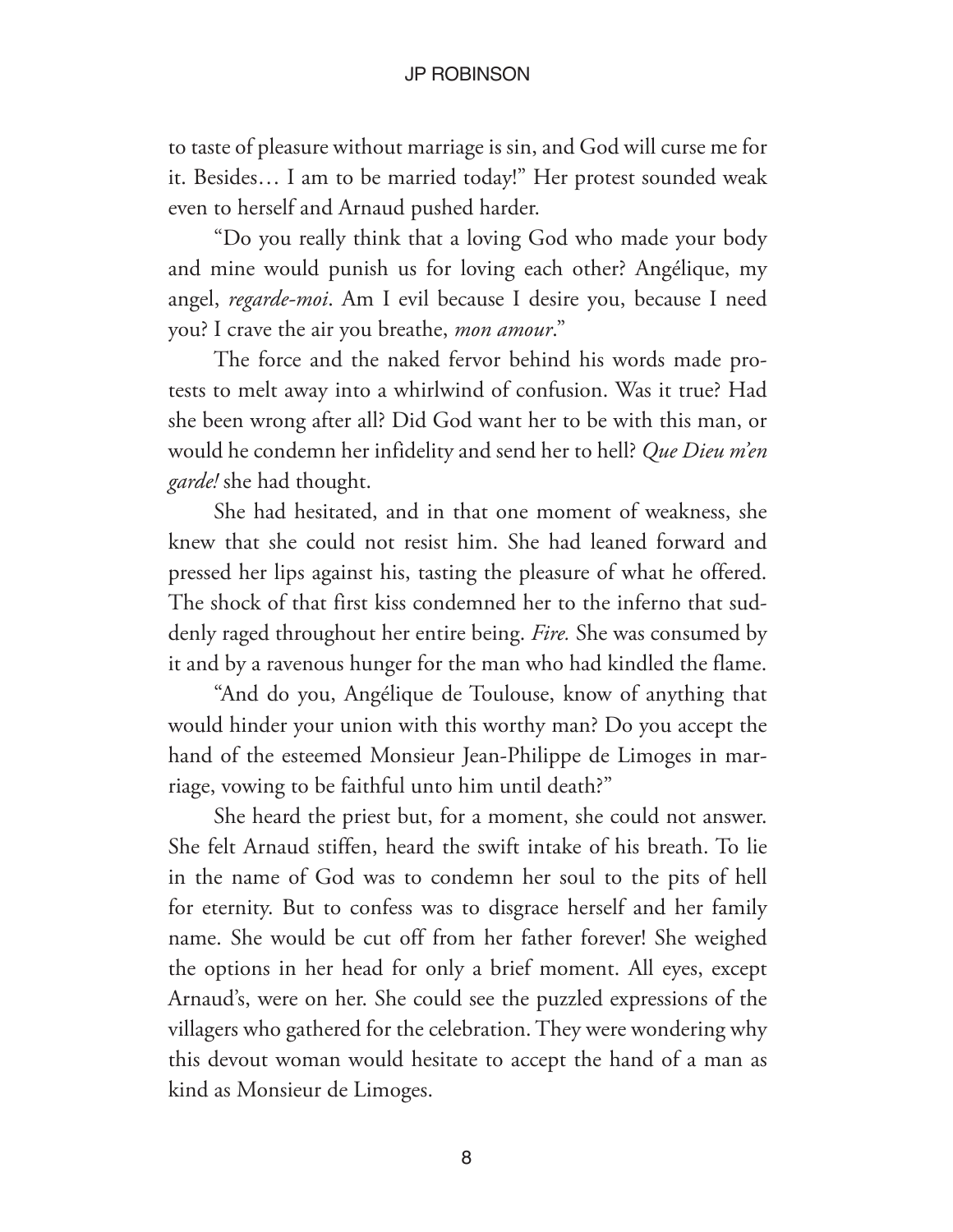to taste of pleasure without marriage is sin, and God will curse me for it. Besides… I am to be married today!" Her protest sounded weak even to herself and Arnaud pushed harder.

"Do you really think that a loving God who made your body and mine would punish us for loving each other? Angélique, my angel, *regarde-moi*. Am I evil because I desire you, because I need you? I crave the air you breathe, *mon amour*."

The force and the naked fervor behind his words made protests to melt away into a whirlwind of confusion. Was it true? Had she been wrong after all? Did God want her to be with this man, or would he condemn her infidelity and send her to hell? *Que Dieu m'en garde!* she had thought.

She had hesitated, and in that one moment of weakness, she knew that she could not resist him. She had leaned forward and pressed her lips against his, tasting the pleasure of what he offered. The shock of that first kiss condemned her to the inferno that suddenly raged throughout her entire being. *Fire.* She was consumed by it and by a ravenous hunger for the man who had kindled the flame.

"And do you, Angélique de Toulouse, know of anything that would hinder your union with this worthy man? Do you accept the hand of the esteemed Monsieur Jean-Philippe de Limoges in marriage, vowing to be faithful unto him until death?"

She heard the priest but, for a moment, she could not answer. She felt Arnaud stiffen, heard the swift intake of his breath. To lie in the name of God was to condemn her soul to the pits of hell for eternity. But to confess was to disgrace herself and her family name. She would be cut off from her father forever! She weighed the options in her head for only a brief moment. All eyes, except Arnaud's, were on her. She could see the puzzled expressions of the villagers who gathered for the celebration. They were wondering why this devout woman would hesitate to accept the hand of a man as kind as Monsieur de Limoges.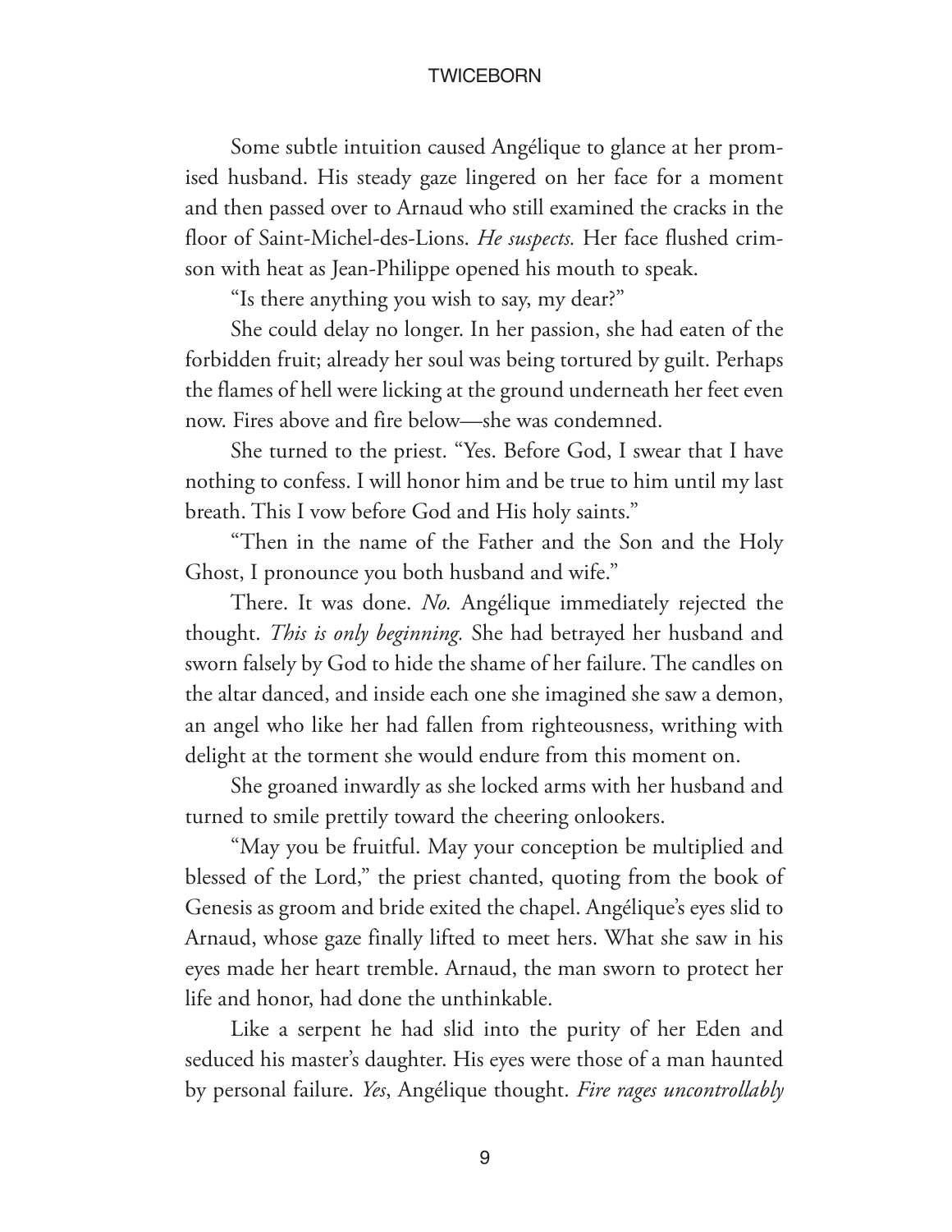Some subtle intuition caused Angélique to glance at her promised husband. His steady gaze lingered on her face for a moment and then passed over to Arnaud who still examined the cracks in the floor of Saint-Michel-des-Lions. *He suspects.* Her face flushed crimson with heat as Jean-Philippe opened his mouth to speak.

"Is there anything you wish to say, my dear?"

She could delay no longer. In her passion, she had eaten of the forbidden fruit; already her soul was being tortured by guilt. Perhaps the flames of hell were licking at the ground underneath her feet even now. Fires above and fire below—she was condemned.

She turned to the priest. "Yes. Before God, I swear that I have nothing to confess. I will honor him and be true to him until my last breath. This I vow before God and His holy saints."

"Then in the name of the Father and the Son and the Holy Ghost, I pronounce you both husband and wife."

There. It was done. *No.* Angélique immediately rejected the thought. *This is only beginning.* She had betrayed her husband and sworn falsely by God to hide the shame of her failure. The candles on the altar danced, and inside each one she imagined she saw a demon, an angel who like her had fallen from righteousness, writhing with delight at the torment she would endure from this moment on.

She groaned inwardly as she locked arms with her husband and turned to smile prettily toward the cheering onlookers.

"May you be fruitful. May your conception be multiplied and blessed of the Lord," the priest chanted, quoting from the book of Genesis as groom and bride exited the chapel. Angélique's eyes slid to Arnaud, whose gaze finally lifted to meet hers. What she saw in his eyes made her heart tremble. Arnaud, the man sworn to protect her life and honor, had done the unthinkable.

Like a serpent he had slid into the purity of her Eden and seduced his master's daughter. His eyes were those of a man haunted by personal failure. *Yes*, Angélique thought. *Fire rages uncontrollably*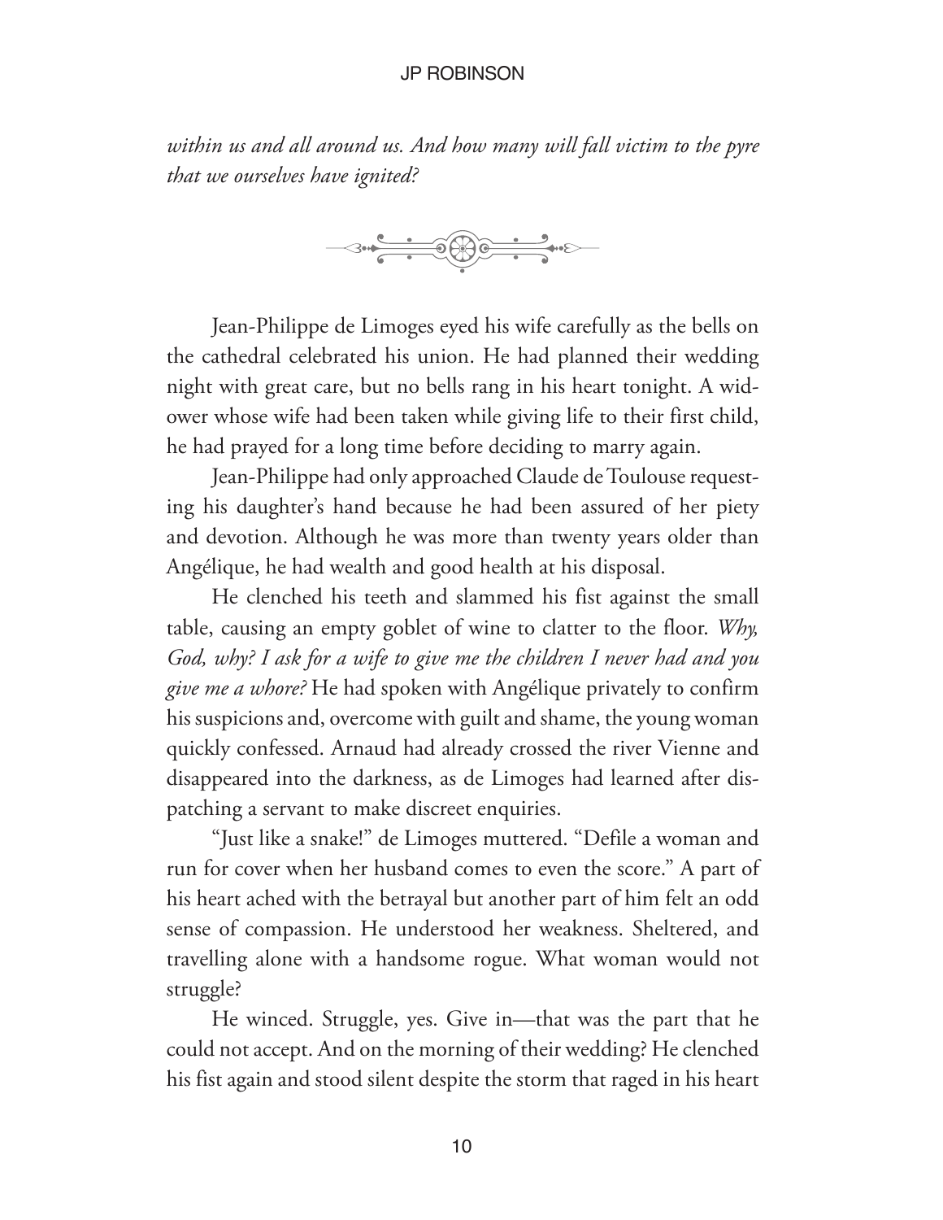*within us and all around us. And how many will fall victim to the pyre that we ourselves have ignited?*

Jean-Philippe de Limoges eyed his wife carefully as the bells on the cathedral celebrated his union. He had planned their wedding night with great care, but no bells rang in his heart tonight. A widower whose wife had been taken while giving life to their first child, he had prayed for a long time before deciding to marry again.

Jean-Philippe had only approached Claude de Toulouse requesting his daughter's hand because he had been assured of her piety and devotion. Although he was more than twenty years older than Angélique, he had wealth and good health at his disposal.

He clenched his teeth and slammed his fist against the small table, causing an empty goblet of wine to clatter to the floor. *Why, God, why? I ask for a wife to give me the children I never had and you give me a whore?* He had spoken with Angélique privately to confirm his suspicions and, overcome with guilt and shame, the young woman quickly confessed. Arnaud had already crossed the river Vienne and disappeared into the darkness, as de Limoges had learned after dispatching a servant to make discreet enquiries.

"Just like a snake!" de Limoges muttered. "Defile a woman and run for cover when her husband comes to even the score." A part of his heart ached with the betrayal but another part of him felt an odd sense of compassion. He understood her weakness. Sheltered, and travelling alone with a handsome rogue. What woman would not struggle?

He winced. Struggle, yes. Give in—that was the part that he could not accept. And on the morning of their wedding? He clenched his fist again and stood silent despite the storm that raged in his heart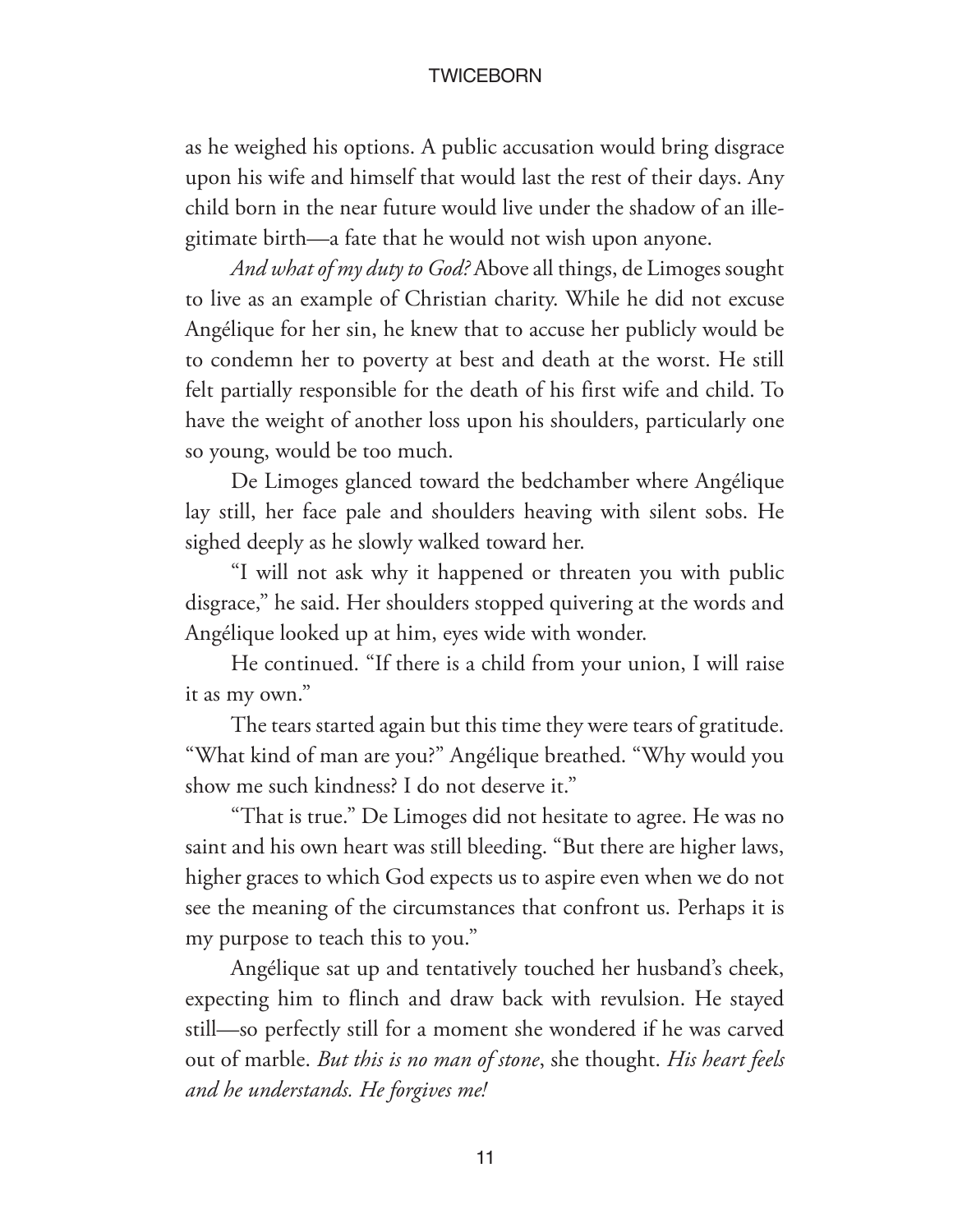as he weighed his options. A public accusation would bring disgrace upon his wife and himself that would last the rest of their days. Any child born in the near future would live under the shadow of an illegitimate birth—a fate that he would not wish upon anyone.

*And what of my duty to God?* Above all things, de Limoges sought to live as an example of Christian charity. While he did not excuse Angélique for her sin, he knew that to accuse her publicly would be to condemn her to poverty at best and death at the worst. He still felt partially responsible for the death of his first wife and child. To have the weight of another loss upon his shoulders, particularly one so young, would be too much.

De Limoges glanced toward the bedchamber where Angélique lay still, her face pale and shoulders heaving with silent sobs. He sighed deeply as he slowly walked toward her.

"I will not ask why it happened or threaten you with public disgrace," he said. Her shoulders stopped quivering at the words and Angélique looked up at him, eyes wide with wonder.

He continued. "If there is a child from your union, I will raise it as my own."

The tears started again but this time they were tears of gratitude. "What kind of man are you?" Angélique breathed. "Why would you show me such kindness? I do not deserve it."

"That is true." De Limoges did not hesitate to agree. He was no saint and his own heart was still bleeding. "But there are higher laws, higher graces to which God expects us to aspire even when we do not see the meaning of the circumstances that confront us. Perhaps it is my purpose to teach this to you."

Angélique sat up and tentatively touched her husband's cheek, expecting him to flinch and draw back with revulsion. He stayed still—so perfectly still for a moment she wondered if he was carved out of marble. *But this is no man of stone*, she thought. *His heart feels and he understands. He forgives me!*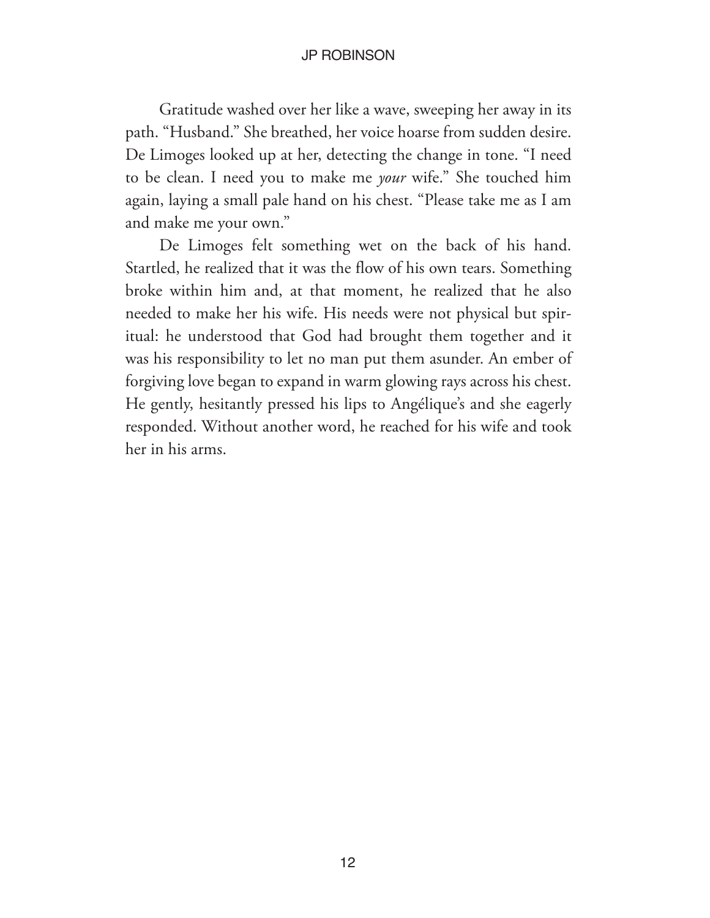Gratitude washed over her like a wave, sweeping her away in its path. "Husband." She breathed, her voice hoarse from sudden desire. De Limoges looked up at her, detecting the change in tone. "I need to be clean. I need you to make me *your* wife." She touched him again, laying a small pale hand on his chest. "Please take me as I am and make me your own."

De Limoges felt something wet on the back of his hand. Startled, he realized that it was the flow of his own tears. Something broke within him and, at that moment, he realized that he also needed to make her his wife. His needs were not physical but spiritual: he understood that God had brought them together and it was his responsibility to let no man put them asunder. An ember of forgiving love began to expand in warm glowing rays across his chest. He gently, hesitantly pressed his lips to Angélique's and she eagerly responded. Without another word, he reached for his wife and took her in his arms.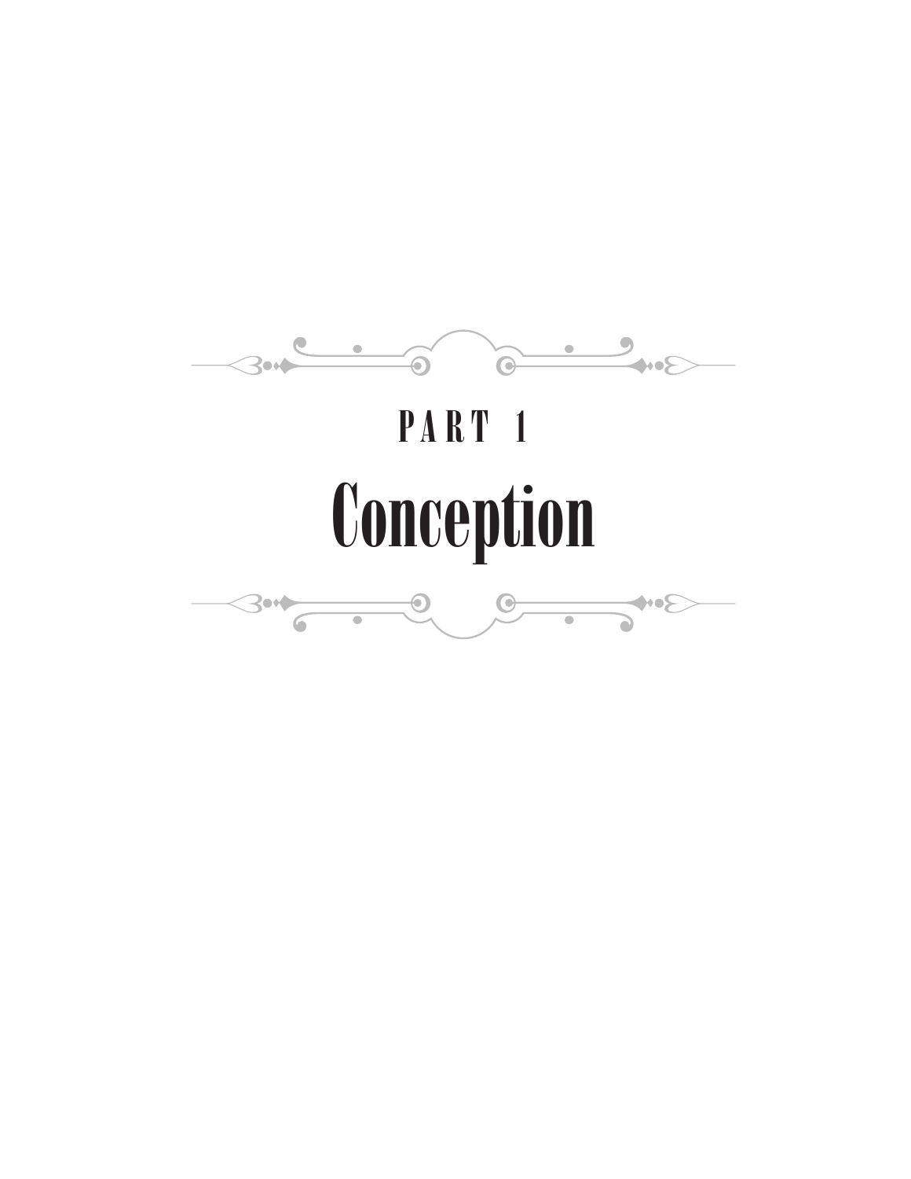# PART 1

# Conception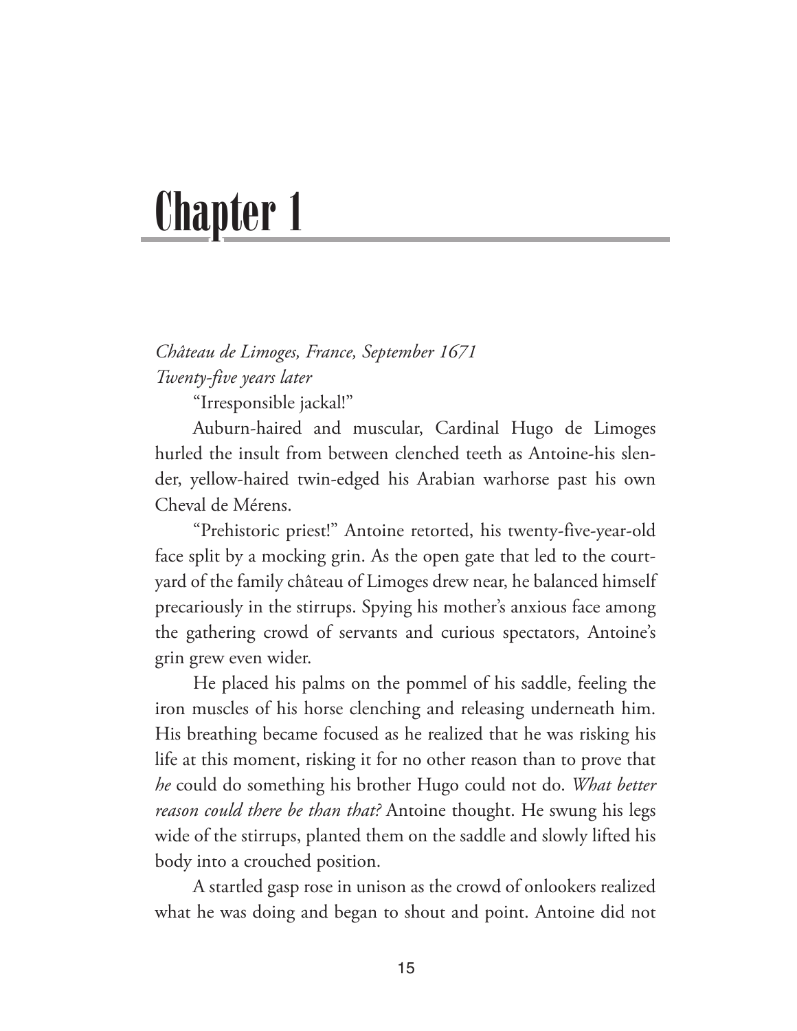# Chapter 1

*Château de Limoges, France, September 1671*
*Twenty-five years later*

"Irresponsible jackal!"

Auburn-haired and muscular, Cardinal Hugo de Limoges hurled the insult from between clenched teeth as Antoine-his slender, yellow-haired twin-edged his Arabian warhorse past his own Cheval de Mérens.

"Prehistoric priest!" Antoine retorted, his twenty-five-year-old face split by a mocking grin. As the open gate that led to the courtyard of the family château of Limoges drew near, he balanced himself precariously in the stirrups. Spying his mother's anxious face among the gathering crowd of servants and curious spectators, Antoine's grin grew even wider.

He placed his palms on the pommel of his saddle, feeling the iron muscles of his horse clenching and releasing underneath him. His breathing became focused as he realized that he was risking his life at this moment, risking it for no other reason than to prove that *he* could do something his brother Hugo could not do. *What better reason could there be than that?* Antoine thought. He swung his legs wide of the stirrups, planted them on the saddle and slowly lifted his body into a crouched position.

A startled gasp rose in unison as the crowd of onlookers realized what he was doing and began to shout and point. Antoine did not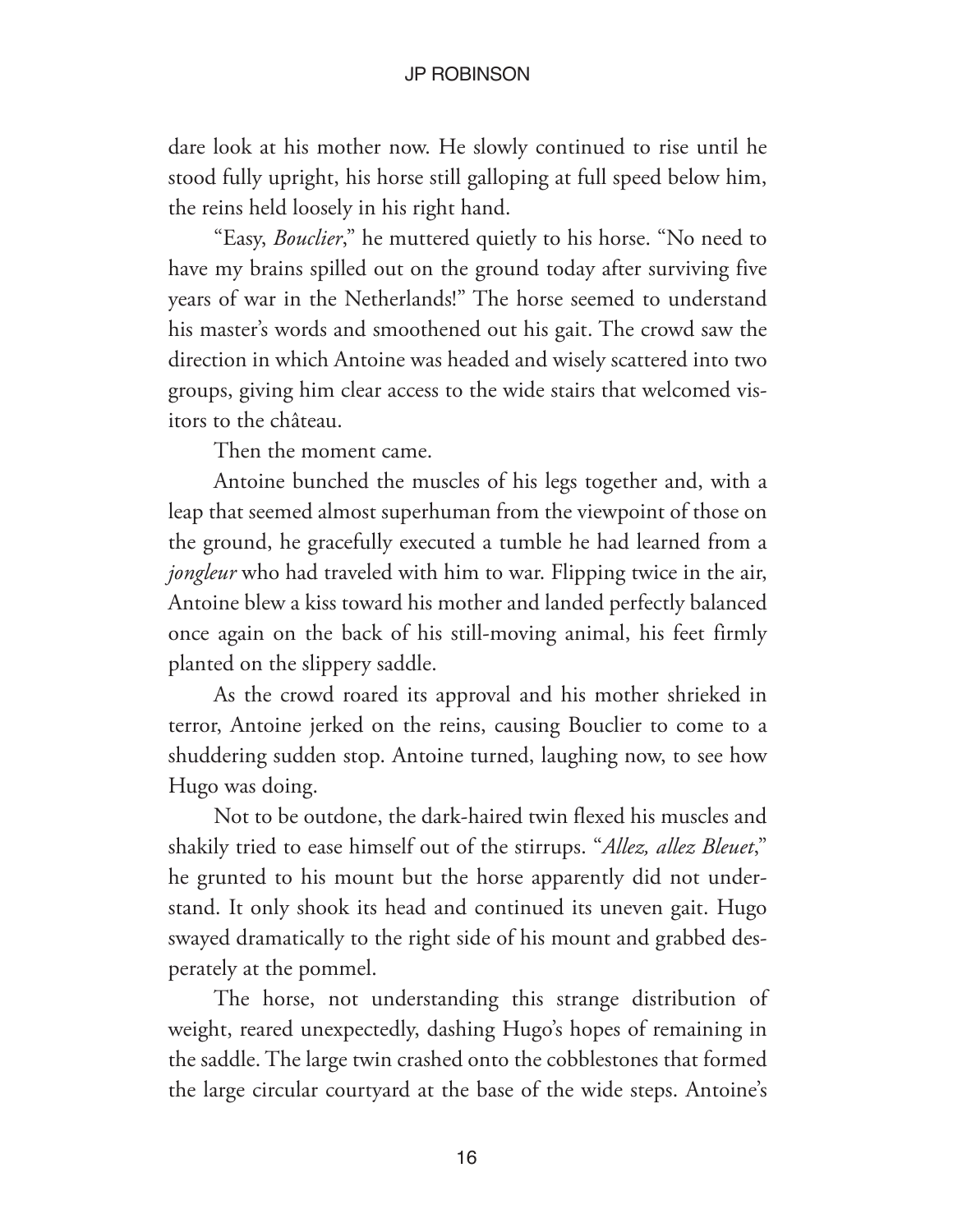dare look at his mother now. He slowly continued to rise until he stood fully upright, his horse still galloping at full speed below him, the reins held loosely in his right hand.

"Easy, *Bouclier*," he muttered quietly to his horse. "No need to have my brains spilled out on the ground today after surviving five years of war in the Netherlands!" The horse seemed to understand his master's words and smoothened out his gait. The crowd saw the direction in which Antoine was headed and wisely scattered into two groups, giving him clear access to the wide stairs that welcomed visitors to the château.

Then the moment came.

Antoine bunched the muscles of his legs together and, with a leap that seemed almost superhuman from the viewpoint of those on the ground, he gracefully executed a tumble he had learned from a *jongleur* who had traveled with him to war. Flipping twice in the air, Antoine blew a kiss toward his mother and landed perfectly balanced once again on the back of his still-moving animal, his feet firmly planted on the slippery saddle.

As the crowd roared its approval and his mother shrieked in terror, Antoine jerked on the reins, causing Bouclier to come to a shuddering sudden stop. Antoine turned, laughing now, to see how Hugo was doing.

Not to be outdone, the dark-haired twin flexed his muscles and shakily tried to ease himself out of the stirrups. "*Allez, allez Bleuet*," he grunted to his mount but the horse apparently did not understand. It only shook its head and continued its uneven gait. Hugo swayed dramatically to the right side of his mount and grabbed desperately at the pommel.

The horse, not understanding this strange distribution of weight, reared unexpectedly, dashing Hugo's hopes of remaining in the saddle. The large twin crashed onto the cobblestones that formed the large circular courtyard at the base of the wide steps. Antoine's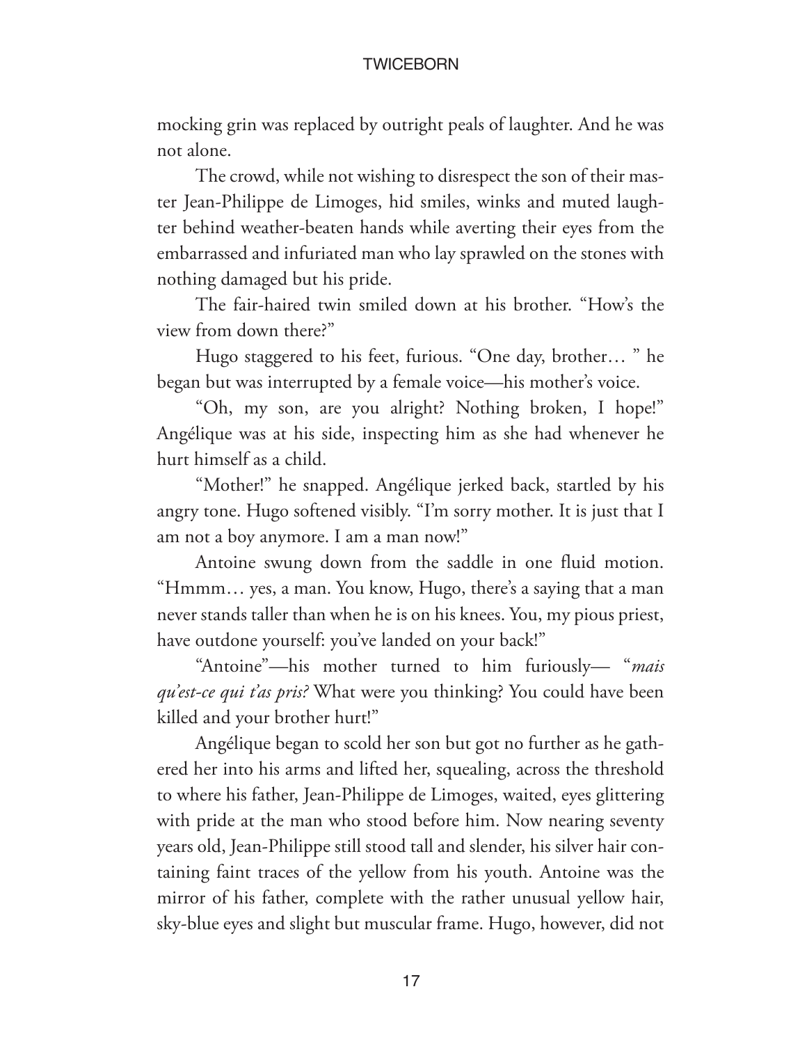mocking grin was replaced by outright peals of laughter. And he was not alone.

The crowd, while not wishing to disrespect the son of their master Jean-Philippe de Limoges, hid smiles, winks and muted laughter behind weather-beaten hands while averting their eyes from the embarrassed and infuriated man who lay sprawled on the stones with nothing damaged but his pride.

The fair-haired twin smiled down at his brother. "How's the view from down there?"

Hugo staggered to his feet, furious. "One day, brother… " he began but was interrupted by a female voice—his mother's voice.

"Oh, my son, are you alright? Nothing broken, I hope!" Angélique was at his side, inspecting him as she had whenever he hurt himself as a child.

"Mother!" he snapped. Angélique jerked back, startled by his angry tone. Hugo softened visibly. "I'm sorry mother. It is just that I am not a boy anymore. I am a man now!"

Antoine swung down from the saddle in one fluid motion. "Hmmm… yes, a man. You know, Hugo, there's a saying that a man never stands taller than when he is on his knees. You, my pious priest, have outdone yourself: you've landed on your back!"

"Antoine"—his mother turned to him furiously— "*mais qu'est-ce qui t'as pris?* What were you thinking? You could have been killed and your brother hurt!"

Angélique began to scold her son but got no further as he gathered her into his arms and lifted her, squealing, across the threshold to where his father, Jean-Philippe de Limoges, waited, eyes glittering with pride at the man who stood before him. Now nearing seventy years old, Jean-Philippe still stood tall and slender, his silver hair containing faint traces of the yellow from his youth. Antoine was the mirror of his father, complete with the rather unusual yellow hair, sky-blue eyes and slight but muscular frame. Hugo, however, did not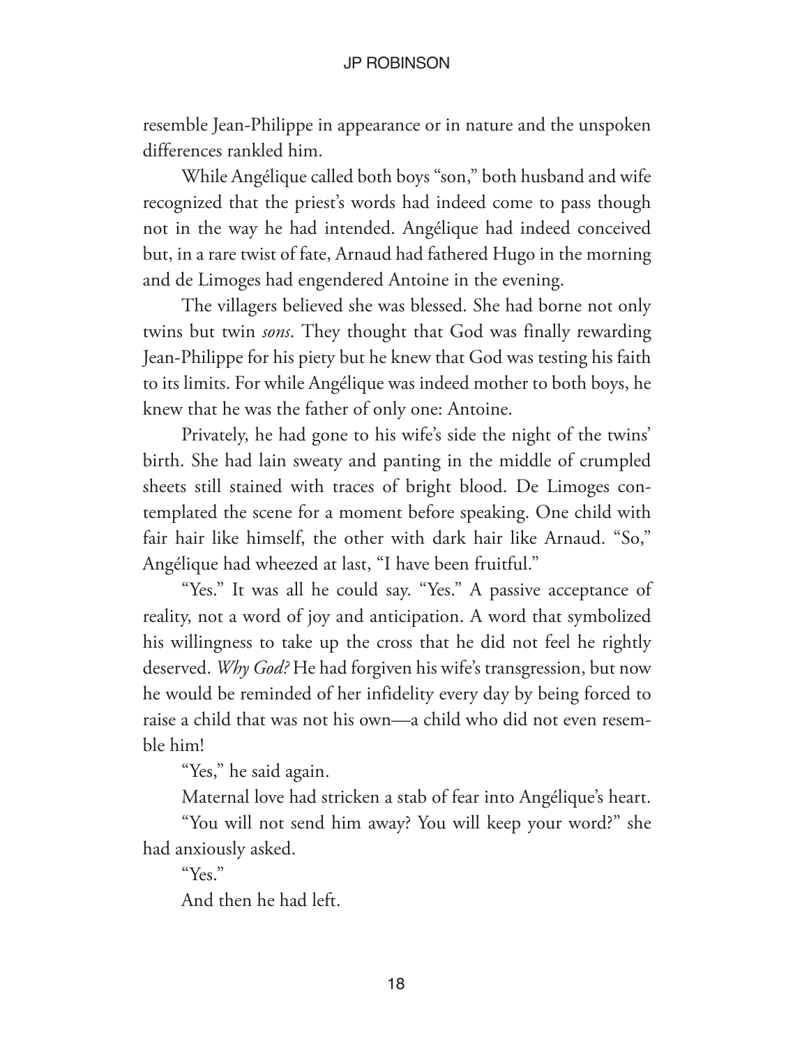resemble Jean-Philippe in appearance or in nature and the unspoken differences rankled him.

While Angélique called both boys "son," both husband and wife recognized that the priest's words had indeed come to pass though not in the way he had intended. Angélique had indeed conceived but, in a rare twist of fate, Arnaud had fathered Hugo in the morning and de Limoges had engendered Antoine in the evening.

The villagers believed she was blessed. She had borne not only twins but twin *sons*. They thought that God was finally rewarding Jean-Philippe for his piety but he knew that God was testing his faith to its limits. For while Angélique was indeed mother to both boys, he knew that he was the father of only one: Antoine.

Privately, he had gone to his wife's side the night of the twins' birth. She had lain sweaty and panting in the middle of crumpled sheets still stained with traces of bright blood. De Limoges contemplated the scene for a moment before speaking. One child with fair hair like himself, the other with dark hair like Arnaud. "So," Angélique had wheezed at last, "I have been fruitful."

"Yes." It was all he could say. "Yes." A passive acceptance of reality, not a word of joy and anticipation. A word that symbolized his willingness to take up the cross that he did not feel he rightly deserved. *Why God?* He had forgiven his wife's transgression, but now he would be reminded of her infidelity every day by being forced to raise a child that was not his own—a child who did not even resemble him!

"Yes," he said again.

Maternal love had stricken a stab of fear into Angélique's heart.

"You will not send him away? You will keep your word?" she had anxiously asked.

"Yes."

And then he had left.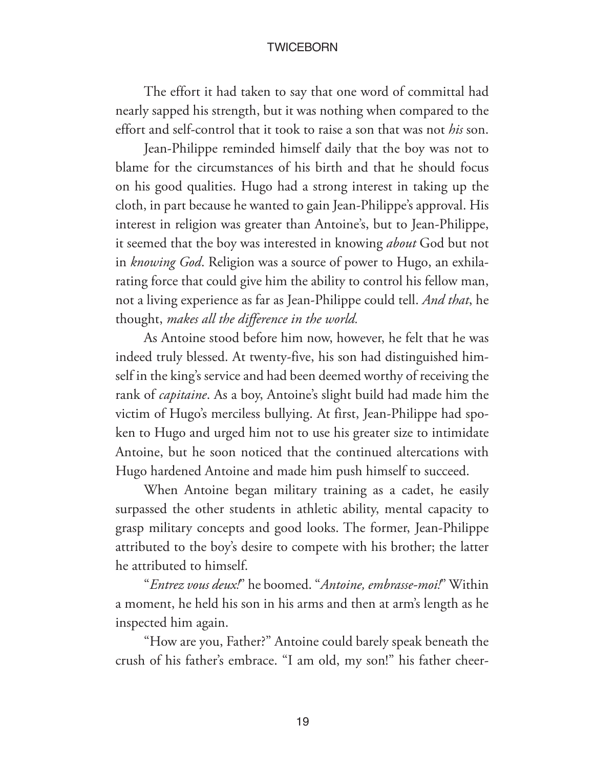The effort it had taken to say that one word of committal had nearly sapped his strength, but it was nothing when compared to the effort and self-control that it took to raise a son that was not *his* son.

Jean-Philippe reminded himself daily that the boy was not to blame for the circumstances of his birth and that he should focus on his good qualities. Hugo had a strong interest in taking up the cloth, in part because he wanted to gain Jean-Philippe's approval. His interest in religion was greater than Antoine's, but to Jean-Philippe, it seemed that the boy was interested in knowing *about* God but not in *knowing God*. Religion was a source of power to Hugo, an exhilarating force that could give him the ability to control his fellow man, not a living experience as far as Jean-Philippe could tell. *And that*, he thought, *makes all the difference in the world.*

As Antoine stood before him now, however, he felt that he was indeed truly blessed. At twenty-five, his son had distinguished himself in the king's service and had been deemed worthy of receiving the rank of *capitaine*. As a boy, Antoine's slight build had made him the victim of Hugo's merciless bullying. At first, Jean-Philippe had spoken to Hugo and urged him not to use his greater size to intimidate Antoine, but he soon noticed that the continued altercations with Hugo hardened Antoine and made him push himself to succeed.

When Antoine began military training as a cadet, he easily surpassed the other students in athletic ability, mental capacity to grasp military concepts and good looks. The former, Jean-Philippe attributed to the boy's desire to compete with his brother; the latter he attributed to himself.

"*Entrez vous deux!*" he boomed. "*Antoine, embrasse-moi!*" Within a moment, he held his son in his arms and then at arm's length as he inspected him again.

"How are you, Father?" Antoine could barely speak beneath the crush of his father's embrace. "I am old, my son!" his father cheer-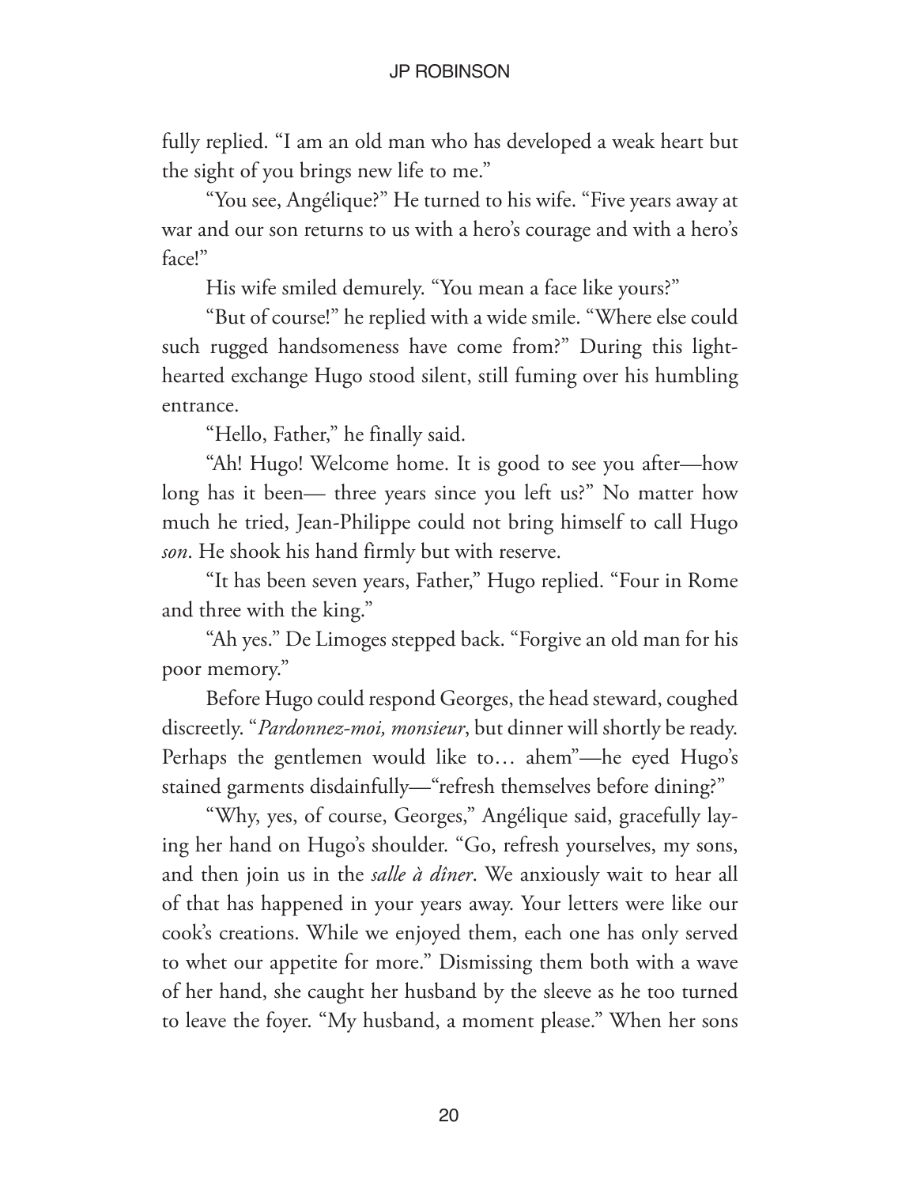fully replied. "I am an old man who has developed a weak heart but the sight of you brings new life to me."

"You see, Angélique?" He turned to his wife. "Five years away at war and our son returns to us with a hero's courage and with a hero's face!"

His wife smiled demurely. "You mean a face like yours?"

"But of course!" he replied with a wide smile. "Where else could such rugged handsomeness have come from?" During this lighthearted exchange Hugo stood silent, still fuming over his humbling entrance.

"Hello, Father," he finally said.

"Ah! Hugo! Welcome home. It is good to see you after—how long has it been— three years since you left us?" No matter how much he tried, Jean-Philippe could not bring himself to call Hugo *son*. He shook his hand firmly but with reserve.

"It has been seven years, Father," Hugo replied. "Four in Rome and three with the king."

"Ah yes." De Limoges stepped back. "Forgive an old man for his poor memory."

Before Hugo could respond Georges, the head steward, coughed discreetly. "*Pardonnez-moi, monsieur*, but dinner will shortly be ready. Perhaps the gentlemen would like to… ahem"—he eyed Hugo's stained garments disdainfully—"refresh themselves before dining?"

"Why, yes, of course, Georges," Angélique said, gracefully laying her hand on Hugo's shoulder. "Go, refresh yourselves, my sons, and then join us in the *salle à dîner*. We anxiously wait to hear all of that has happened in your years away. Your letters were like our cook's creations. While we enjoyed them, each one has only served to whet our appetite for more." Dismissing them both with a wave of her hand, she caught her husband by the sleeve as he too turned to leave the foyer. "My husband, a moment please." When her sons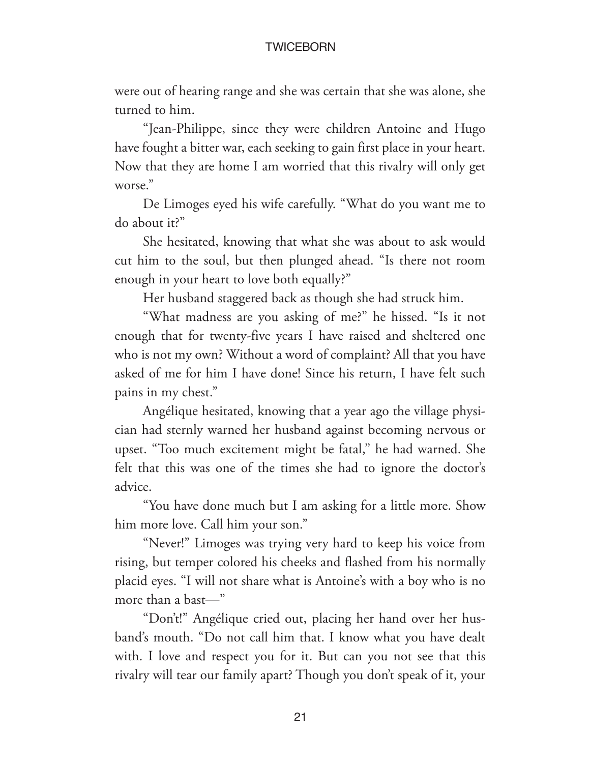were out of hearing range and she was certain that she was alone, she turned to him.

"Jean-Philippe, since they were children Antoine and Hugo have fought a bitter war, each seeking to gain first place in your heart. Now that they are home I am worried that this rivalry will only get worse."

De Limoges eyed his wife carefully. "What do you want me to do about it?"

She hesitated, knowing that what she was about to ask would cut him to the soul, but then plunged ahead. "Is there not room enough in your heart to love both equally?"

Her husband staggered back as though she had struck him.

"What madness are you asking of me?" he hissed. "Is it not enough that for twenty-five years I have raised and sheltered one who is not my own? Without a word of complaint? All that you have asked of me for him I have done! Since his return, I have felt such pains in my chest."

Angélique hesitated, knowing that a year ago the village physician had sternly warned her husband against becoming nervous or upset. "Too much excitement might be fatal," he had warned. She felt that this was one of the times she had to ignore the doctor's advice.

"You have done much but I am asking for a little more. Show him more love. Call him your son."

"Never!" Limoges was trying very hard to keep his voice from rising, but temper colored his cheeks and flashed from his normally placid eyes. "I will not share what is Antoine's with a boy who is no more than a bast—"

"Don't!" Angélique cried out, placing her hand over her husband's mouth. "Do not call him that. I know what you have dealt with. I love and respect you for it. But can you not see that this rivalry will tear our family apart? Though you don't speak of it, your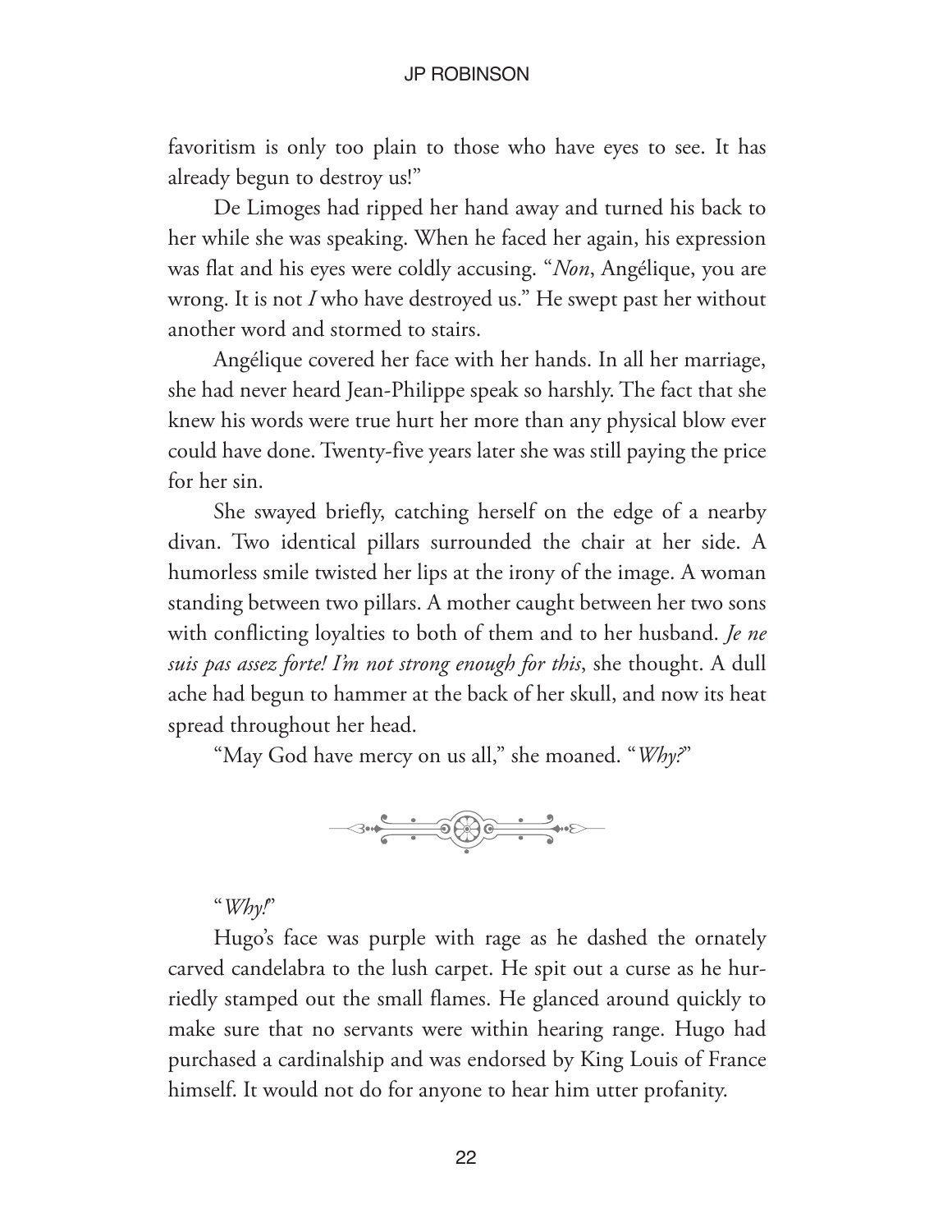favoritism is only too plain to those who have eyes to see. It has already begun to destroy us!"

De Limoges had ripped her hand away and turned his back to her while she was speaking. When he faced her again, his expression was flat and his eyes were coldly accusing. "*Non*, Angélique, you are wrong. It is not *I* who have destroyed us." He swept past her without another word and stormed to stairs.

Angélique covered her face with her hands. In all her marriage, she had never heard Jean-Philippe speak so harshly. The fact that she knew his words were true hurt her more than any physical blow ever could have done. Twenty-five years later she was still paying the price for her sin.

She swayed briefly, catching herself on the edge of a nearby divan. Two identical pillars surrounded the chair at her side. A humorless smile twisted her lips at the irony of the image. A woman standing between two pillars. A mother caught between her two sons with conflicting loyalties to both of them and to her husband. *Je ne suis pas assez forte! I'm not strong enough for this*, she thought. A dull ache had begun to hammer at the back of her skull, and now its heat spread throughout her head.

"May God have mercy on us all," she moaned. "*Why?*"

---

"*Why!*"

Hugo's face was purple with rage as he dashed the ornately carved candelabra to the lush carpet. He spit out a curse as he hurriedly stamped out the small flames. He glanced around quickly to make sure that no servants were within hearing range. Hugo had purchased a cardinalship and was endorsed by King Louis of France himself. It would not do for anyone to hear him utter profanity.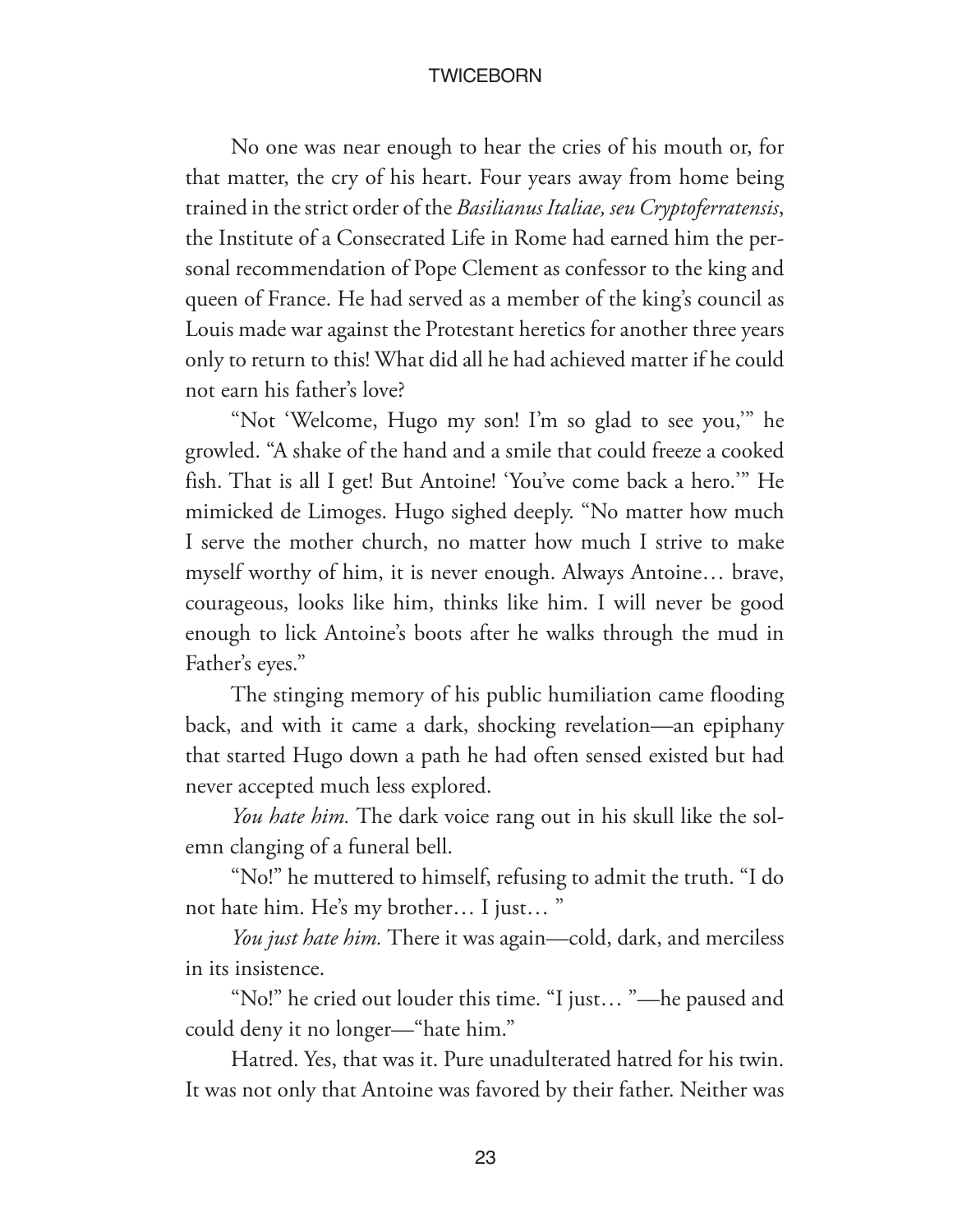No one was near enough to hear the cries of his mouth or, for that matter, the cry of his heart. Four years away from home being trained in the strict order of the *Basilianus Italiae, seu Cryptoferratensis*, the Institute of a Consecrated Life in Rome had earned him the personal recommendation of Pope Clement as confessor to the king and queen of France. He had served as a member of the king's council as Louis made war against the Protestant heretics for another three years only to return to this! What did all he had achieved matter if he could not earn his father's love?

"Not 'Welcome, Hugo my son! I'm so glad to see you,'" he growled. "A shake of the hand and a smile that could freeze a cooked fish. That is all I get! But Antoine! 'You've come back a hero.'" He mimicked de Limoges. Hugo sighed deeply. "No matter how much I serve the mother church, no matter how much I strive to make myself worthy of him, it is never enough. Always Antoine… brave, courageous, looks like him, thinks like him. I will never be good enough to lick Antoine's boots after he walks through the mud in Father's eyes."

The stinging memory of his public humiliation came flooding back, and with it came a dark, shocking revelation—an epiphany that started Hugo down a path he had often sensed existed but had never accepted much less explored.

*You hate him.* The dark voice rang out in his skull like the solemn clanging of a funeral bell.

"No!" he muttered to himself, refusing to admit the truth. "I do not hate him. He's my brother… I just… "

*You just hate him.* There it was again—cold, dark, and merciless in its insistence.

"No!" he cried out louder this time. "I just… "—he paused and could deny it no longer—"hate him."

Hatred. Yes, that was it. Pure unadulterated hatred for his twin. It was not only that Antoine was favored by their father. Neither was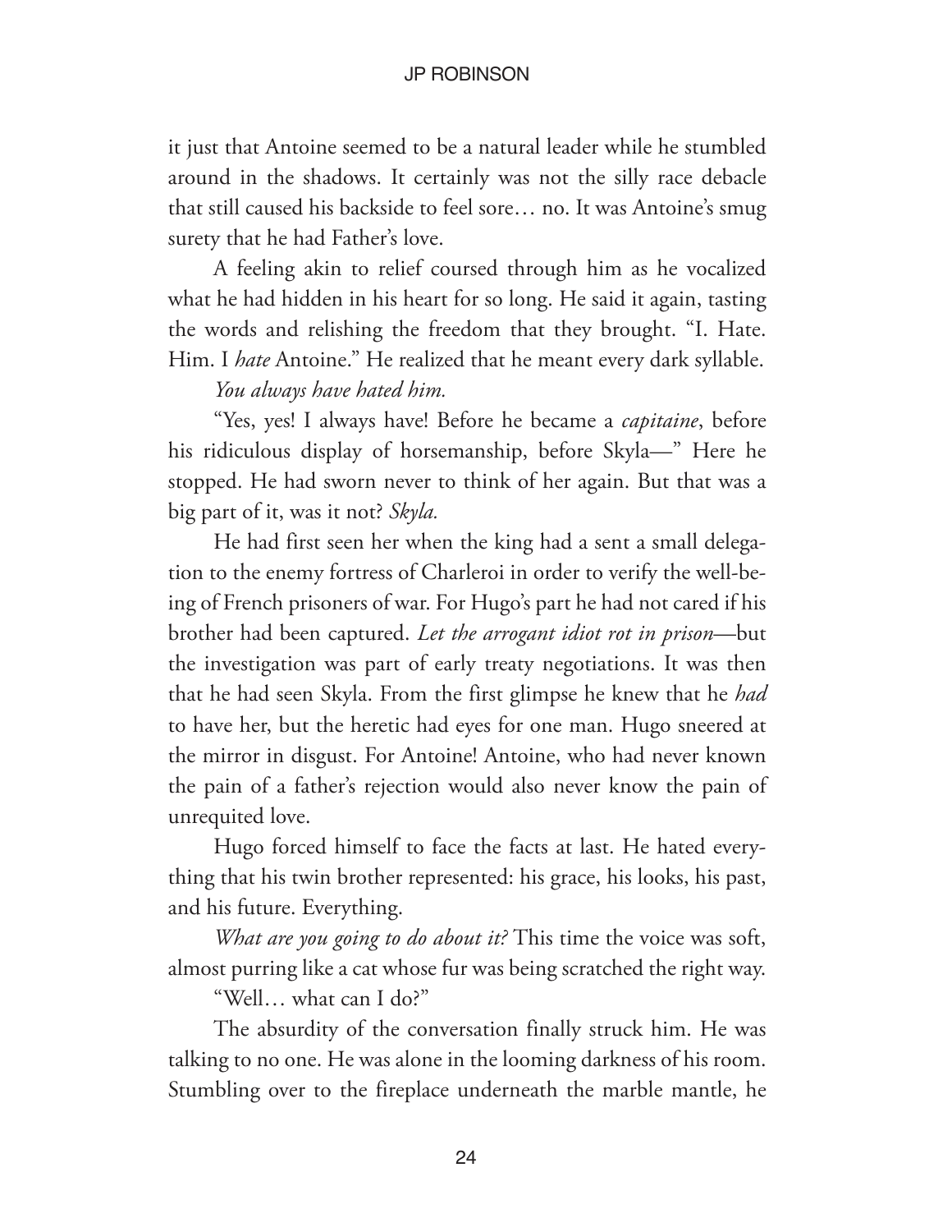it just that Antoine seemed to be a natural leader while he stumbled around in the shadows. It certainly was not the silly race debacle that still caused his backside to feel sore… no. It was Antoine's smug surety that he had Father's love.

A feeling akin to relief coursed through him as he vocalized what he had hidden in his heart for so long. He said it again, tasting the words and relishing the freedom that they brought. "I. Hate. Him. I *hate* Antoine." He realized that he meant every dark syllable.

*You always have hated him.*

"Yes, yes! I always have! Before he became a *capitaine*, before his ridiculous display of horsemanship, before Skyla—" Here he stopped. He had sworn never to think of her again. But that was a big part of it, was it not? *Skyla.*

He had first seen her when the king had a sent a small delegation to the enemy fortress of Charleroi in order to verify the well-being of French prisoners of war. For Hugo's part he had not cared if his brother had been captured. *Let the arrogant idiot rot in prison*—but the investigation was part of early treaty negotiations. It was then that he had seen Skyla. From the first glimpse he knew that he *had* to have her, but the heretic had eyes for one man. Hugo sneered at the mirror in disgust. For Antoine! Antoine, who had never known the pain of a father's rejection would also never know the pain of unrequited love.

Hugo forced himself to face the facts at last. He hated everything that his twin brother represented: his grace, his looks, his past, and his future. Everything.

*What are you going to do about it?* This time the voice was soft, almost purring like a cat whose fur was being scratched the right way.

"Well… what can I do?"

The absurdity of the conversation finally struck him. He was talking to no one. He was alone in the looming darkness of his room. Stumbling over to the fireplace underneath the marble mantle, he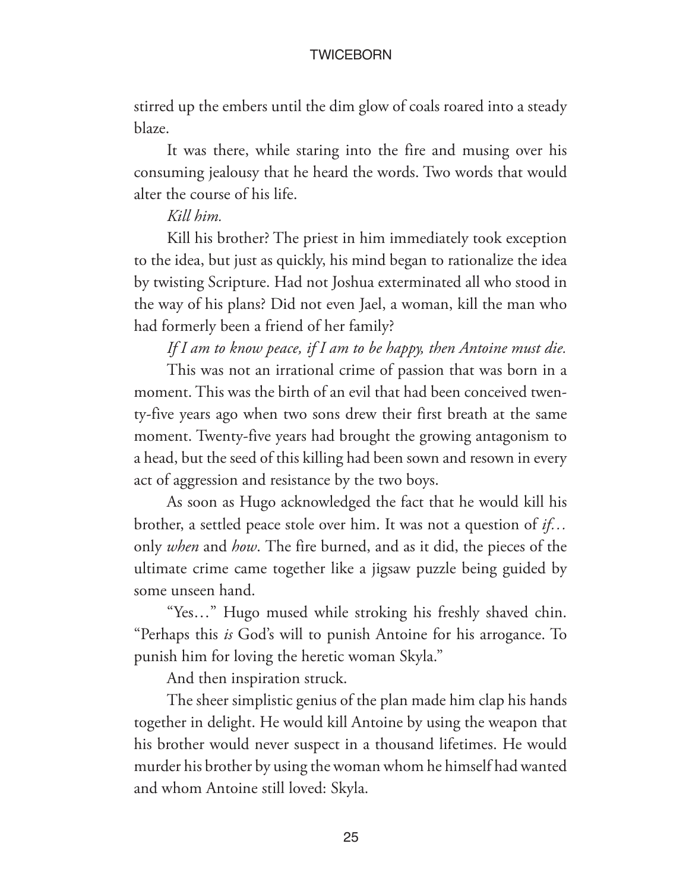stirred up the embers until the dim glow of coals roared into a steady blaze.

It was there, while staring into the fire and musing over his consuming jealousy that he heard the words. Two words that would alter the course of his life.

*Kill him.*

Kill his brother? The priest in him immediately took exception to the idea, but just as quickly, his mind began to rationalize the idea by twisting Scripture. Had not Joshua exterminated all who stood in the way of his plans? Did not even Jael, a woman, kill the man who had formerly been a friend of her family?

*If I am to know peace, if I am to be happy, then Antoine must die.*

This was not an irrational crime of passion that was born in a moment. This was the birth of an evil that had been conceived twenty-five years ago when two sons drew their first breath at the same moment. Twenty-five years had brought the growing antagonism to a head, but the seed of this killing had been sown and resown in every act of aggression and resistance by the two boys.

As soon as Hugo acknowledged the fact that he would kill his brother, a settled peace stole over him. It was not a question of *if…* only *when* and *how*. The fire burned, and as it did, the pieces of the ultimate crime came together like a jigsaw puzzle being guided by some unseen hand.

"Yes…" Hugo mused while stroking his freshly shaved chin. "Perhaps this *is* God's will to punish Antoine for his arrogance. To punish him for loving the heretic woman Skyla."

And then inspiration struck.

The sheer simplistic genius of the plan made him clap his hands together in delight. He would kill Antoine by using the weapon that his brother would never suspect in a thousand lifetimes. He would murder his brother by using the woman whom he himself had wanted and whom Antoine still loved: Skyla.